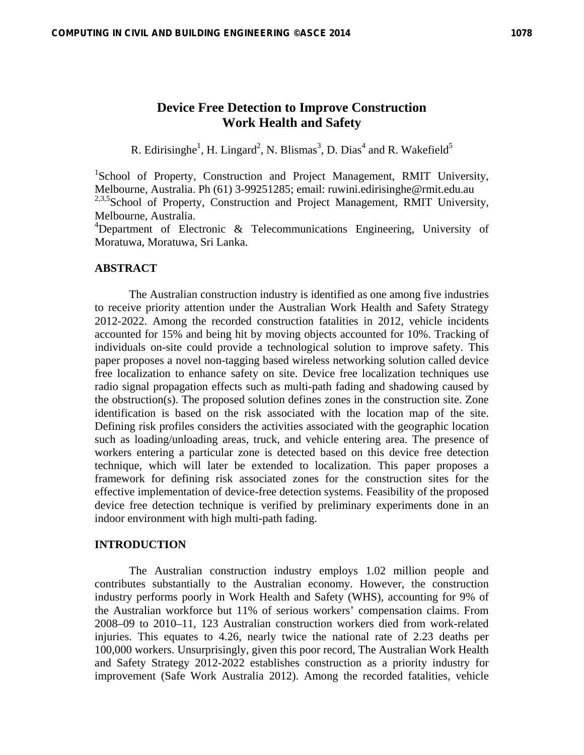# Device Free Detection to Improve Construction Work Health and Safety

R. Edirisinghe[1], H. Lingard[2], N. Blismas[3], D. Dias[4] and R. Wakefield[5]

[1]School of Property, Construction and Project Management, RMIT University, Melbourne, Australia. Ph (61) 3-99251285; email: ruwini.edirisinghe@rmit.edu.au
[2,3,5]School of Property, Construction and Project Management, RMIT University, Melbourne, Australia.
[4]Department of Electronic & Telecommunications Engineering, University of Moratuwa, Moratuwa, Sri Lanka.

## ABSTRACT

The Australian construction industry is identified as one among five industries to receive priority attention under the Australian Work Health and Safety Strategy 2012-2022. Among the recorded construction fatalities in 2012, vehicle incidents accounted for 15% and being hit by moving objects accounted for 10%. Tracking of individuals on-site could provide a technological solution to improve safety. This paper proposes a novel non-tagging based wireless networking solution called device free localization to enhance safety on site. Device free localization techniques use radio signal propagation effects such as multi-path fading and shadowing caused by the obstruction(s). The proposed solution defines zones in the construction site. Zone identification is based on the risk associated with the location map of the site. Defining risk profiles considers the activities associated with the geographic location such as loading/unloading areas, truck, and vehicle entering area. The presence of workers entering a particular zone is detected based on this device free detection technique, which will later be extended to localization. This paper proposes a framework for defining risk associated zones for the construction sites for the effective implementation of device-free detection systems. Feasibility of the proposed device free detection technique is verified by preliminary experiments done in an indoor environment with high multi-path fading.

## INTRODUCTION

The Australian construction industry employs 1.02 million people and contributes substantially to the Australian economy. However, the construction industry performs poorly in Work Health and Safety (WHS), accounting for 9% of the Australian workforce but 11% of serious workers' compensation claims. From 2008–09 to 2010–11, 123 Australian construction workers died from work-related injuries. This equates to 4.26, nearly twice the national rate of 2.23 deaths per 100,000 workers. Unsurprisingly, given this poor record, The Australian Work Health and Safety Strategy 2012-2022 establishes construction as a priority industry for improvement (Safe Work Australia 2012). Among the recorded fatalities, vehicle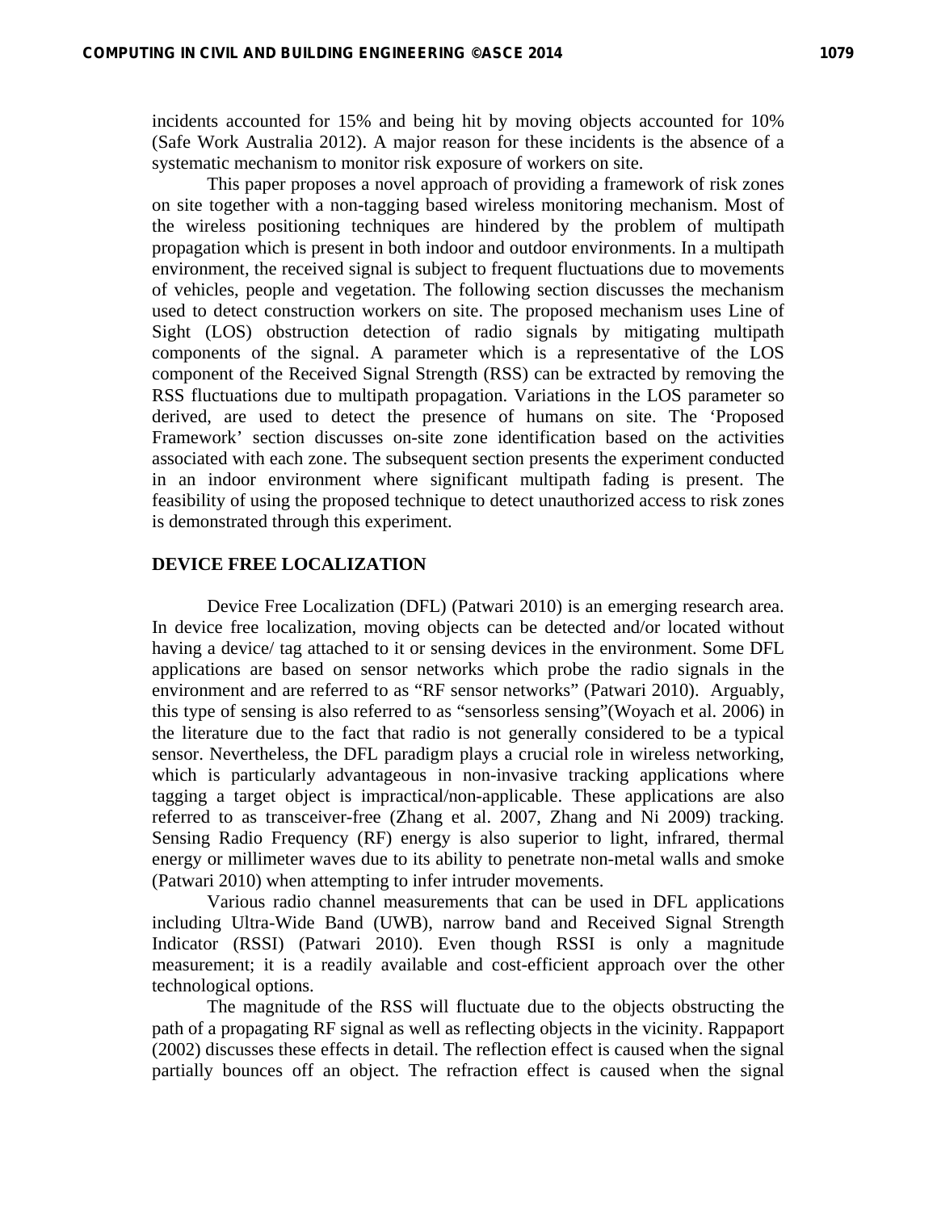incidents accounted for 15% and being hit by moving objects accounted for 10% (Safe Work Australia 2012). A major reason for these incidents is the absence of a systematic mechanism to monitor risk exposure of workers on site.

This paper proposes a novel approach of providing a framework of risk zones on site together with a non-tagging based wireless monitoring mechanism. Most of the wireless positioning techniques are hindered by the problem of multipath propagation which is present in both indoor and outdoor environments. In a multipath environment, the received signal is subject to frequent fluctuations due to movements of vehicles, people and vegetation. The following section discusses the mechanism used to detect construction workers on site. The proposed mechanism uses Line of Sight (LOS) obstruction detection of radio signals by mitigating multipath components of the signal. A parameter which is a representative of the LOS component of the Received Signal Strength (RSS) can be extracted by removing the RSS fluctuations due to multipath propagation. Variations in the LOS parameter so derived, are used to detect the presence of humans on site. The 'Proposed Framework' section discusses on-site zone identification based on the activities associated with each zone. The subsequent section presents the experiment conducted in an indoor environment where significant multipath fading is present. The feasibility of using the proposed technique to detect unauthorized access to risk zones is demonstrated through this experiment.

## DEVICE FREE LOCALIZATION

Device Free Localization (DFL) (Patwari 2010) is an emerging research area. In device free localization, moving objects can be detected and/or located without having a device/ tag attached to it or sensing devices in the environment. Some DFL applications are based on sensor networks which probe the radio signals in the environment and are referred to as "RF sensor networks" (Patwari 2010). Arguably, this type of sensing is also referred to as "sensorless sensing"(Woyach et al. 2006) in the literature due to the fact that radio is not generally considered to be a typical sensor. Nevertheless, the DFL paradigm plays a crucial role in wireless networking, which is particularly advantageous in non-invasive tracking applications where tagging a target object is impractical/non-applicable. These applications are also referred to as transceiver-free (Zhang et al. 2007, Zhang and Ni 2009) tracking. Sensing Radio Frequency (RF) energy is also superior to light, infrared, thermal energy or millimeter waves due to its ability to penetrate non-metal walls and smoke (Patwari 2010) when attempting to infer intruder movements.

Various radio channel measurements that can be used in DFL applications including Ultra-Wide Band (UWB), narrow band and Received Signal Strength Indicator (RSSI) (Patwari 2010). Even though RSSI is only a magnitude measurement; it is a readily available and cost-efficient approach over the other technological options.

The magnitude of the RSS will fluctuate due to the objects obstructing the path of a propagating RF signal as well as reflecting objects in the vicinity. Rappaport (2002) discusses these effects in detail. The reflection effect is caused when the signal partially bounces off an object. The refraction effect is caused when the signal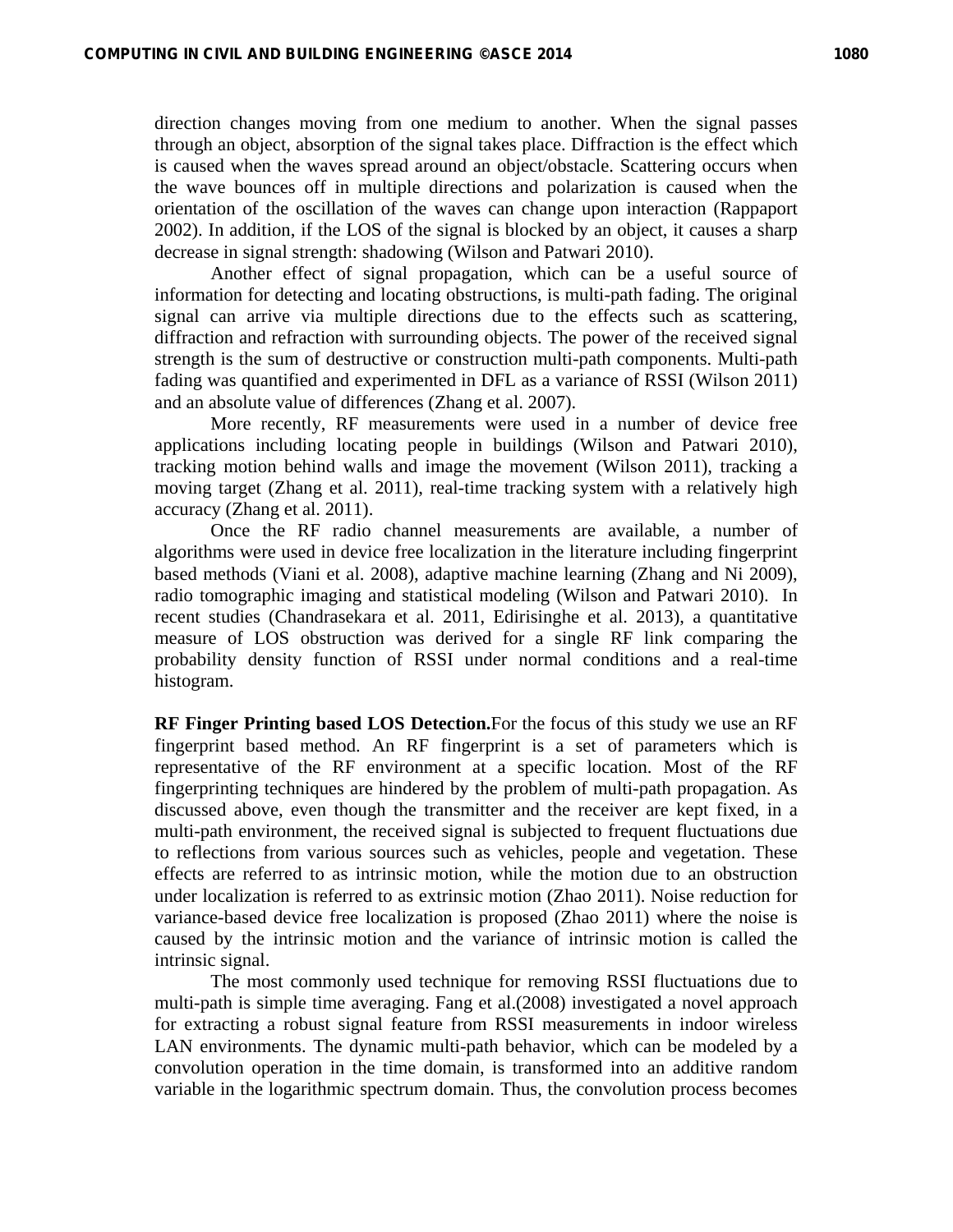direction changes moving from one medium to another. When the signal passes through an object, absorption of the signal takes place. Diffraction is the effect which is caused when the waves spread around an object/obstacle. Scattering occurs when the wave bounces off in multiple directions and polarization is caused when the orientation of the oscillation of the waves can change upon interaction (Rappaport 2002). In addition, if the LOS of the signal is blocked by an object, it causes a sharp decrease in signal strength: shadowing (Wilson and Patwari 2010).

Another effect of signal propagation, which can be a useful source of information for detecting and locating obstructions, is multi-path fading. The original signal can arrive via multiple directions due to the effects such as scattering, diffraction and refraction with surrounding objects. The power of the received signal strength is the sum of destructive or construction multi-path components. Multi-path fading was quantified and experimented in DFL as a variance of RSSI (Wilson 2011) and an absolute value of differences (Zhang et al. 2007).

More recently, RF measurements were used in a number of device free applications including locating people in buildings (Wilson and Patwari 2010), tracking motion behind walls and image the movement (Wilson 2011), tracking a moving target (Zhang et al. 2011), real-time tracking system with a relatively high accuracy (Zhang et al. 2011).

Once the RF radio channel measurements are available, a number of algorithms were used in device free localization in the literature including fingerprint based methods (Viani et al. 2008), adaptive machine learning (Zhang and Ni 2009), radio tomographic imaging and statistical modeling (Wilson and Patwari 2010). In recent studies (Chandrasekara et al. 2011, Edirisinghe et al. 2013), a quantitative measure of LOS obstruction was derived for a single RF link comparing the probability density function of RSSI under normal conditions and a real-time histogram.

**RF Finger Printing based LOS Detection.** For the focus of this study we use an RF fingerprint based method. An RF fingerprint is a set of parameters which is representative of the RF environment at a specific location. Most of the RF fingerprinting techniques are hindered by the problem of multi-path propagation. As discussed above, even though the transmitter and the receiver are kept fixed, in a multi-path environment, the received signal is subjected to frequent fluctuations due to reflections from various sources such as vehicles, people and vegetation. These effects are referred to as intrinsic motion, while the motion due to an obstruction under localization is referred to as extrinsic motion (Zhao 2011). Noise reduction for variance-based device free localization is proposed (Zhao 2011) where the noise is caused by the intrinsic motion and the variance of intrinsic motion is called the intrinsic signal.

The most commonly used technique for removing RSSI fluctuations due to multi-path is simple time averaging. Fang et al.(2008) investigated a novel approach for extracting a robust signal feature from RSSI measurements in indoor wireless LAN environments. The dynamic multi-path behavior, which can be modeled by a convolution operation in the time domain, is transformed into an additive random variable in the logarithmic spectrum domain. Thus, the convolution process becomes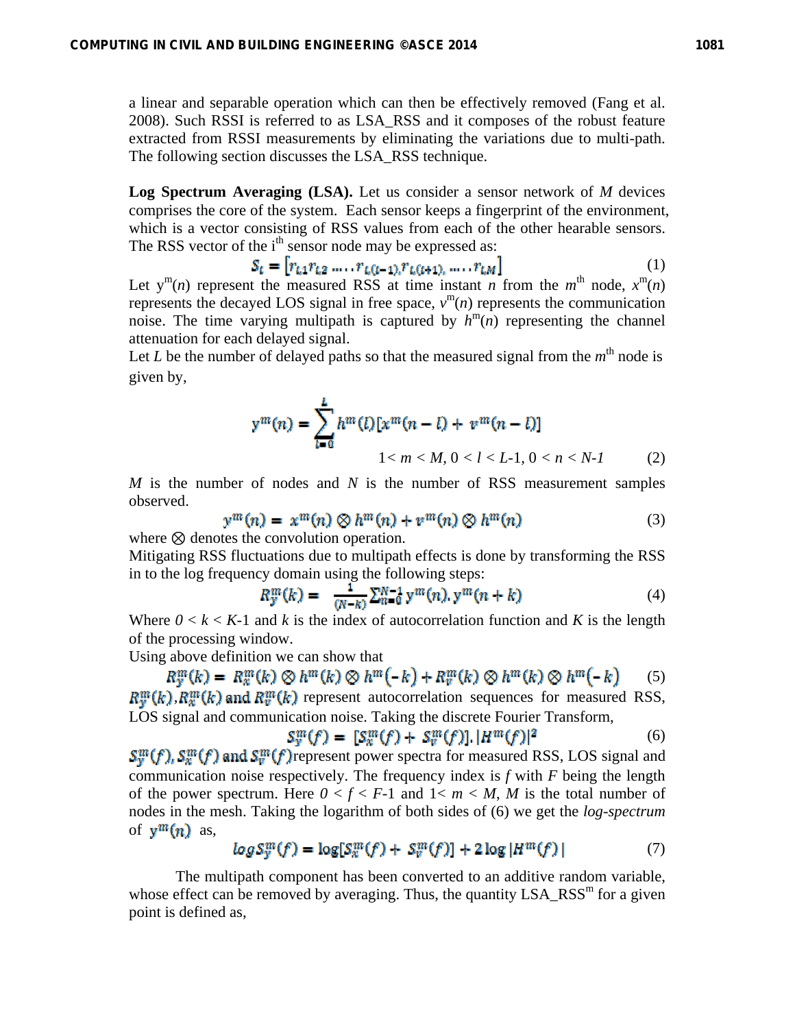a linear and separable operation which can then be effectively removed (Fang et al. 2008). Such RSSI is referred to as LSA_RSS and it composes of the robust feature extracted from RSSI measurements by eliminating the variations due to multi-path. The following section discusses the LSA_RSS technique.

**Log Spectrum Averaging (LSA).** Let us consider a sensor network of $M$ devices comprises the core of the system. Each sensor keeps a fingerprint of the environment, which is a vector consisting of RSS values from each of the other hearable sensors. The RSS vector of the $i^{th}$ sensor node may be expressed as:

$$S_i = [r_{i,1} r_{i,2} \ldots . r_{i,(i-1)}, r_{i,(i+1)}, \ldots . r_{i,M}] \quad (1)$$

Let $y^m(n)$ represent the measured RSS at time instant $n$ from the $m^{th}$ node, $x^m(n)$ represents the decayed LOS signal in free space, $v^m(n)$ represents the communication noise. The time varying multipath is captured by $h^m(n)$ representing the channel attenuation for each delayed signal.

Let $L$ be the number of delayed paths so that the measured signal from the $m^{th}$ node is given by,

$$y^m(n) = \sum_{l=0}^{L} h^m(l)[x^m(n-l) + v^m(n-l)]$$

$$1 < m < M,\ 0 < l < L\text{-}1,\ 0 < n < N\text{-}1 \quad (2)$$

$M$ is the number of nodes and $N$ is the number of RSS measurement samples observed.

$$y^m(n) = x^m(n) \otimes h^m(n) + v^m(n) \otimes h^m(n) \quad (3)$$

where $\otimes$ denotes the convolution operation.

Mitigating RSS fluctuations due to multipath effects is done by transforming the RSS in to the log frequency domain using the following steps:

$$R_y^m(k) = \frac{1}{(N-k)} \sum_{n=0}^{N-1} y^m(n).\, y^m(n+k) \quad (4)$$

Where $0 < k < K$-1 and $k$ is the index of autocorrelation function and $K$ is the length of the processing window.

Using above definition we can show that

$$R_y^m(k) = R_x^m(k) \otimes h^m(k) \otimes h^m(-k) + R_v^m(k) \otimes h^m(k) \otimes h^m(-k) \quad (5)$$

$R_y^m(k), R_x^m(k)$ and $R_v^m(k)$ represent autocorrelation sequences for measured RSS, LOS signal and communication noise. Taking the discrete Fourier Transform,

$$S_y^m(f) = [S_x^m(f) + S_v^m(f)].\, |H^m(f)|^2 \quad (6)$$

$S_y^m(f), S_x^m(f)$ and $S_v^m(f)$ represent power spectra for measured RSS, LOS signal and communication noise respectively. The frequency index is $f$ with $F$ being the length of the power spectrum. Here $0 < f < F$-1 and $1 < m < M$, $M$ is the total number of nodes in the mesh. Taking the logarithm of both sides of (6) we get the *log-spectrum* of $y^m(n)$ as,

$$\log S_y^m(f) = \log[S_x^m(f) + S_v^m(f)] + 2\log|H^m(f)| \quad (7)$$

The multipath component has been converted to an additive random variable, whose effect can be removed by averaging. Thus, the quantity $\text{LSA\_RSS}^m$ for a given point is defined as,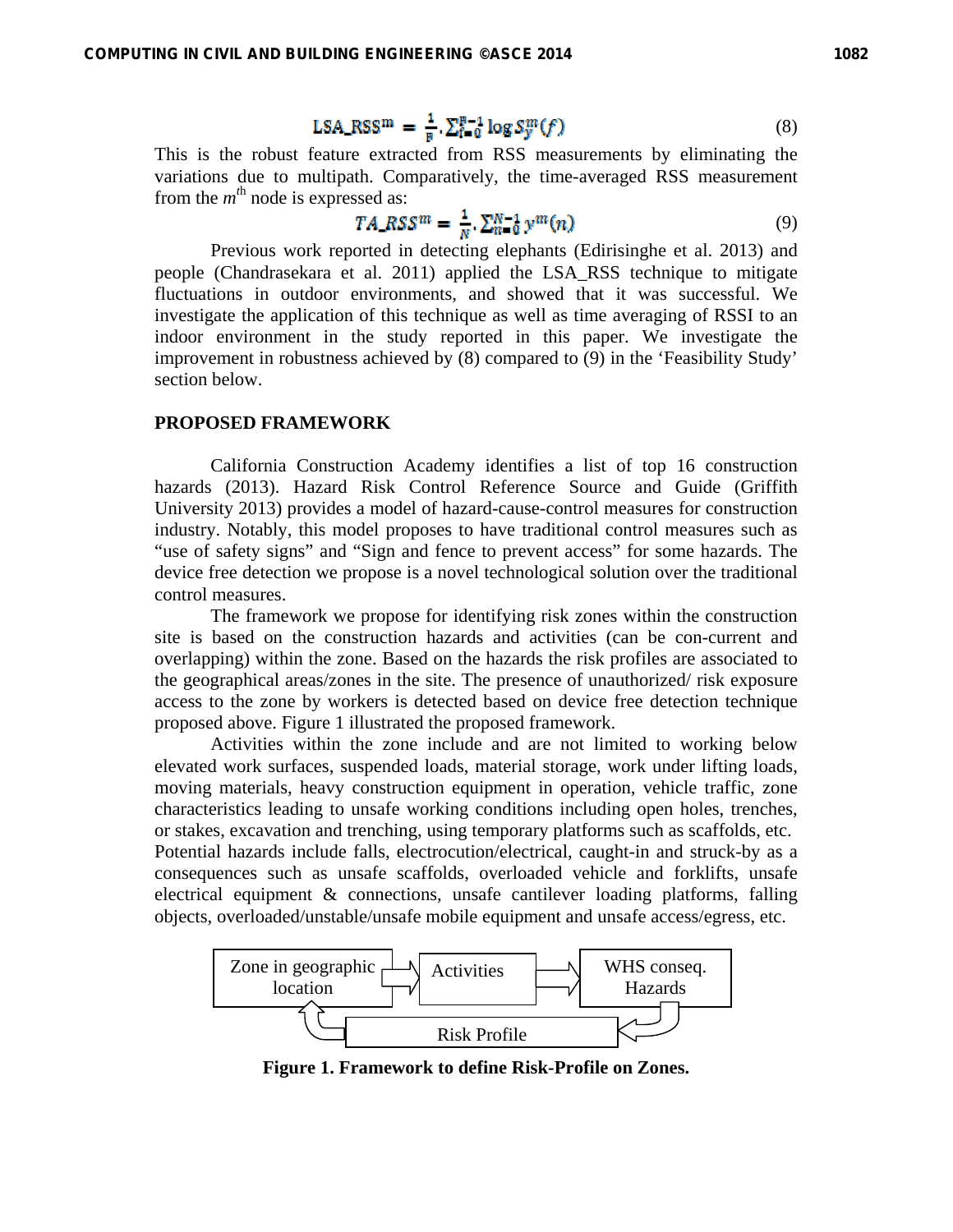$$\text{LSA\_RSS}^{m} = \frac{1}{F} \cdot \sum_{f=0}^{F-1} \log S_{y}^{m}(f) \tag{8}$$

This is the robust feature extracted from RSS measurements by eliminating the variations due to multipath. Comparatively, the time-averaged RSS measurement from the $m^{th}$ node is expressed as:

$$TA\_RSS^{m} = \frac{1}{N} \cdot \sum_{n=0}^{N-1} y^{m}(n) \tag{9}$$

Previous work reported in detecting elephants (Edirisinghe et al. 2013) and people (Chandrasekara et al. 2011) applied the LSA_RSS technique to mitigate fluctuations in outdoor environments, and showed that it was successful. We investigate the application of this technique as well as time averaging of RSSI to an indoor environment in the study reported in this paper. We investigate the improvement in robustness achieved by (8) compared to (9) in the 'Feasibility Study' section below.

## PROPOSED FRAMEWORK

California Construction Academy identifies a list of top 16 construction hazards (2013). Hazard Risk Control Reference Source and Guide (Griffith University 2013) provides a model of hazard-cause-control measures for construction industry. Notably, this model proposes to have traditional control measures such as "use of safety signs" and "Sign and fence to prevent access" for some hazards. The device free detection we propose is a novel technological solution over the traditional control measures.

The framework we propose for identifying risk zones within the construction site is based on the construction hazards and activities (can be con-current and overlapping) within the zone. Based on the hazards the risk profiles are associated to the geographical areas/zones in the site. The presence of unauthorized/ risk exposure access to the zone by workers is detected based on device free detection technique proposed above. Figure 1 illustrated the proposed framework.

Activities within the zone include and are not limited to working below elevated work surfaces, suspended loads, material storage, work under lifting loads, moving materials, heavy construction equipment in operation, vehicle traffic, zone characteristics leading to unsafe working conditions including open holes, trenches, or stakes, excavation and trenching, using temporary platforms such as scaffolds, etc. Potential hazards include falls, electrocution/electrical, caught-in and struck-by as a consequences such as unsafe scaffolds, overloaded vehicle and forklifts, unsafe electrical equipment & connections, unsafe cantilever loading platforms, falling objects, overloaded/unstable/unsafe mobile equipment and unsafe access/egress, etc.

Zone in geographic location → Activities → WHS conseq. Hazards → Risk Profile → Zone in geographic location

**Figure 1. Framework to define Risk-Profile on Zones.**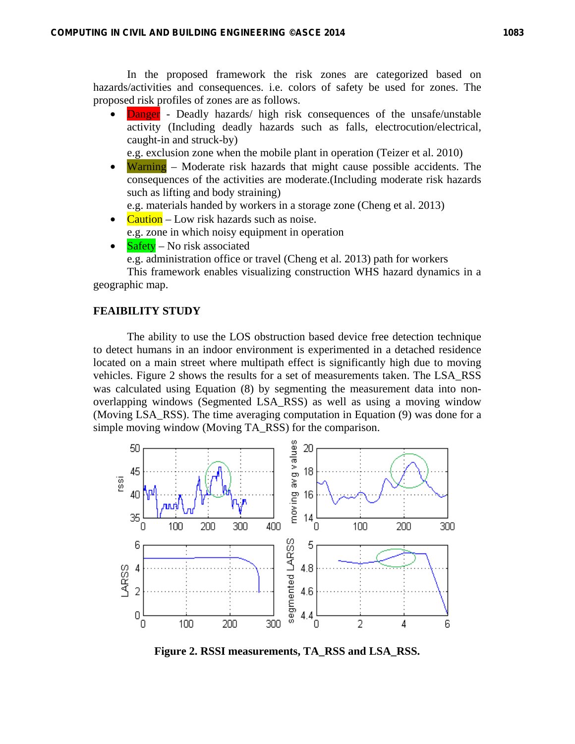In the proposed framework the risk zones are categorized based on hazards/activities and consequences. i.e. colors of safety be used for zones. The proposed risk profiles of zones are as follows.

- Danger - Deadly hazards/ high risk consequences of the unsafe/unstable activity (Including deadly hazards such as falls, electrocution/electrical, caught-in and struck-by)
  e.g. exclusion zone when the mobile plant in operation (Teizer et al. 2010)
- Warning – Moderate risk hazards that might cause possible accidents. The consequences of the activities are moderate.(Including moderate risk hazards such as lifting and body straining)
  e.g. materials handed by workers in a storage zone (Cheng et al. 2013)
- Caution – Low risk hazards such as noise.
  e.g. zone in which noisy equipment in operation
- Safety – No risk associated
  e.g. administration office or travel (Cheng et al. 2013) path for workers

This framework enables visualizing construction WHS hazard dynamics in a geographic map.

## FEAIBILITY STUDY

The ability to use the LOS obstruction based device free detection technique to detect humans in an indoor environment is experimented in a detached residence located on a main street where multipath effect is significantly high due to moving vehicles. Figure 2 shows the results for a set of measurements taken. The LSA_RSS was calculated using Equation (8) by segmenting the measurement data into non-overlapping windows (Segmented LSA_RSS) as well as using a moving window (Moving LSA_RSS). The time averaging computation in Equation (9) was done for a simple moving window (Moving TA_RSS) for the comparison.

**Figure 2. RSSI measurements, TA_RSS and LSA_RSS.**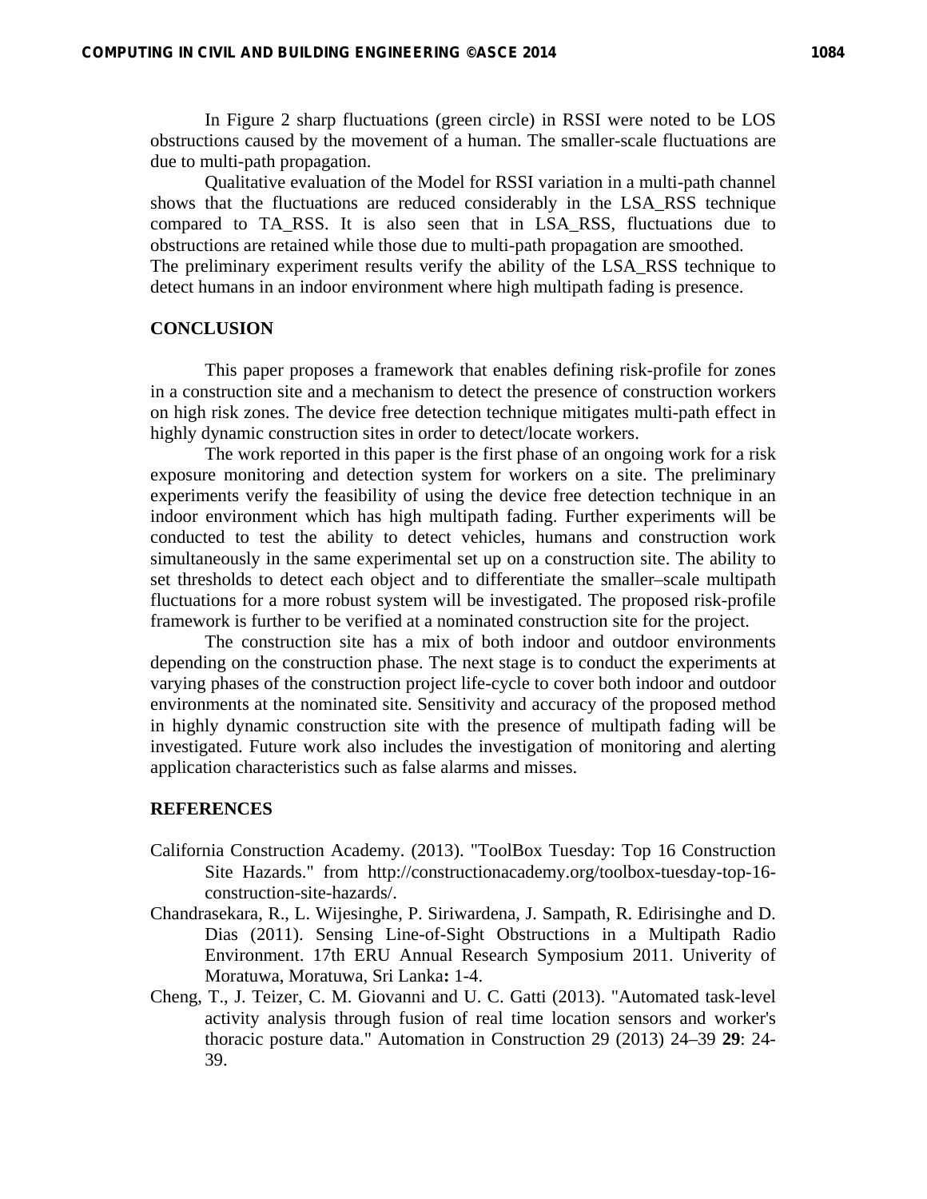In Figure 2 sharp fluctuations (green circle) in RSSI were noted to be LOS obstructions caused by the movement of a human. The smaller-scale fluctuations are due to multi-path propagation.

Qualitative evaluation of the Model for RSSI variation in a multi-path channel shows that the fluctuations are reduced considerably in the LSA_RSS technique compared to TA_RSS. It is also seen that in LSA_RSS, fluctuations due to obstructions are retained while those due to multi-path propagation are smoothed.
The preliminary experiment results verify the ability of the LSA_RSS technique to detect humans in an indoor environment where high multipath fading is presence.

## CONCLUSION

This paper proposes a framework that enables defining risk-profile for zones in a construction site and a mechanism to detect the presence of construction workers on high risk zones. The device free detection technique mitigates multi-path effect in highly dynamic construction sites in order to detect/locate workers.

The work reported in this paper is the first phase of an ongoing work for a risk exposure monitoring and detection system for workers on a site. The preliminary experiments verify the feasibility of using the device free detection technique in an indoor environment which has high multipath fading. Further experiments will be conducted to test the ability to detect vehicles, humans and construction work simultaneously in the same experimental set up on a construction site. The ability to set thresholds to detect each object and to differentiate the smaller–scale multipath fluctuations for a more robust system will be investigated. The proposed risk-profile framework is further to be verified at a nominated construction site for the project.

The construction site has a mix of both indoor and outdoor environments depending on the construction phase. The next stage is to conduct the experiments at varying phases of the construction project life-cycle to cover both indoor and outdoor environments at the nominated site. Sensitivity and accuracy of the proposed method in highly dynamic construction site with the presence of multipath fading will be investigated. Future work also includes the investigation of monitoring and alerting application characteristics such as false alarms and misses.

## REFERENCES

California Construction Academy. (2013). "ToolBox Tuesday: Top 16 Construction Site Hazards." from http://constructionacademy.org/toolbox-tuesday-top-16-construction-site-hazards/.

Chandrasekara, R., L. Wijesinghe, P. Siriwardena, J. Sampath, R. Edirisinghe and D. Dias (2011). Sensing Line-of-Sight Obstructions in a Multipath Radio Environment. 17th ERU Annual Research Symposium 2011. Univerity of Moratuwa, Moratuwa, Sri Lanka**:** 1-4.

Cheng, T., J. Teizer, C. M. Giovanni and U. C. Gatti (2013). "Automated task-level activity analysis through fusion of real time location sensors and worker's thoracic posture data." Automation in Construction 29 (2013) 24–39 **29**: 24-39.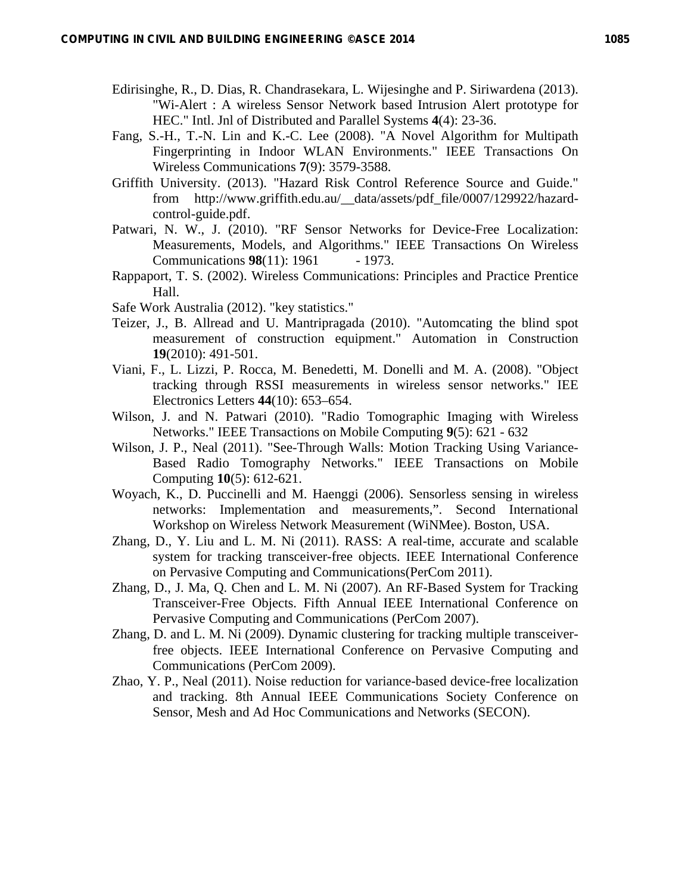Edirisinghe, R., D. Dias, R. Chandrasekara, L. Wijesinghe and P. Siriwardena (2013). "Wi-Alert : A wireless Sensor Network based Intrusion Alert prototype for HEC." Intl. Jnl of Distributed and Parallel Systems **4**(4): 23-36.

Fang, S.-H., T.-N. Lin and K.-C. Lee (2008). "A Novel Algorithm for Multipath Fingerprinting in Indoor WLAN Environments." IEEE Transactions On Wireless Communications **7**(9): 3579-3588.

Griffith University. (2013). "Hazard Risk Control Reference Source and Guide." from http://www.griffith.edu.au/__data/assets/pdf_file/0007/129922/hazard-control-guide.pdf.

Patwari, N. W., J. (2010). "RF Sensor Networks for Device-Free Localization: Measurements, Models, and Algorithms." IEEE Transactions On Wireless Communications **98**(11): 1961 - 1973.

Rappaport, T. S. (2002). Wireless Communications: Principles and Practice Prentice Hall.

Safe Work Australia (2012). "key statistics."

Teizer, J., B. Allread and U. Mantripragada (2010). "Automcating the blind spot measurement of construction equipment." Automation in Construction **19**(2010): 491-501.

Viani, F., L. Lizzi, P. Rocca, M. Benedetti, M. Donelli and M. A. (2008). "Object tracking through RSSI measurements in wireless sensor networks." IEE Electronics Letters **44**(10): 653–654.

Wilson, J. and N. Patwari (2010). "Radio Tomographic Imaging with Wireless Networks." IEEE Transactions on Mobile Computing **9**(5): 621 - 632

Wilson, J. P., Neal (2011). "See-Through Walls: Motion Tracking Using Variance-Based Radio Tomography Networks." IEEE Transactions on Mobile Computing **10**(5): 612-621.

Woyach, K., D. Puccinelli and M. Haenggi (2006). Sensorless sensing in wireless networks: Implementation and measurements,". Second International Workshop on Wireless Network Measurement (WiNMee). Boston, USA.

Zhang, D., Y. Liu and L. M. Ni (2011). RASS: A real-time, accurate and scalable system for tracking transceiver-free objects. IEEE International Conference on Pervasive Computing and Communications(PerCom 2011).

Zhang, D., J. Ma, Q. Chen and L. M. Ni (2007). An RF-Based System for Tracking Transceiver-Free Objects. Fifth Annual IEEE International Conference on Pervasive Computing and Communications (PerCom 2007).

Zhang, D. and L. M. Ni (2009). Dynamic clustering for tracking multiple transceiver-free objects. IEEE International Conference on Pervasive Computing and Communications (PerCom 2009).

Zhao, Y. P., Neal (2011). Noise reduction for variance-based device-free localization and tracking. 8th Annual IEEE Communications Society Conference on Sensor, Mesh and Ad Hoc Communications and Networks (SECON).